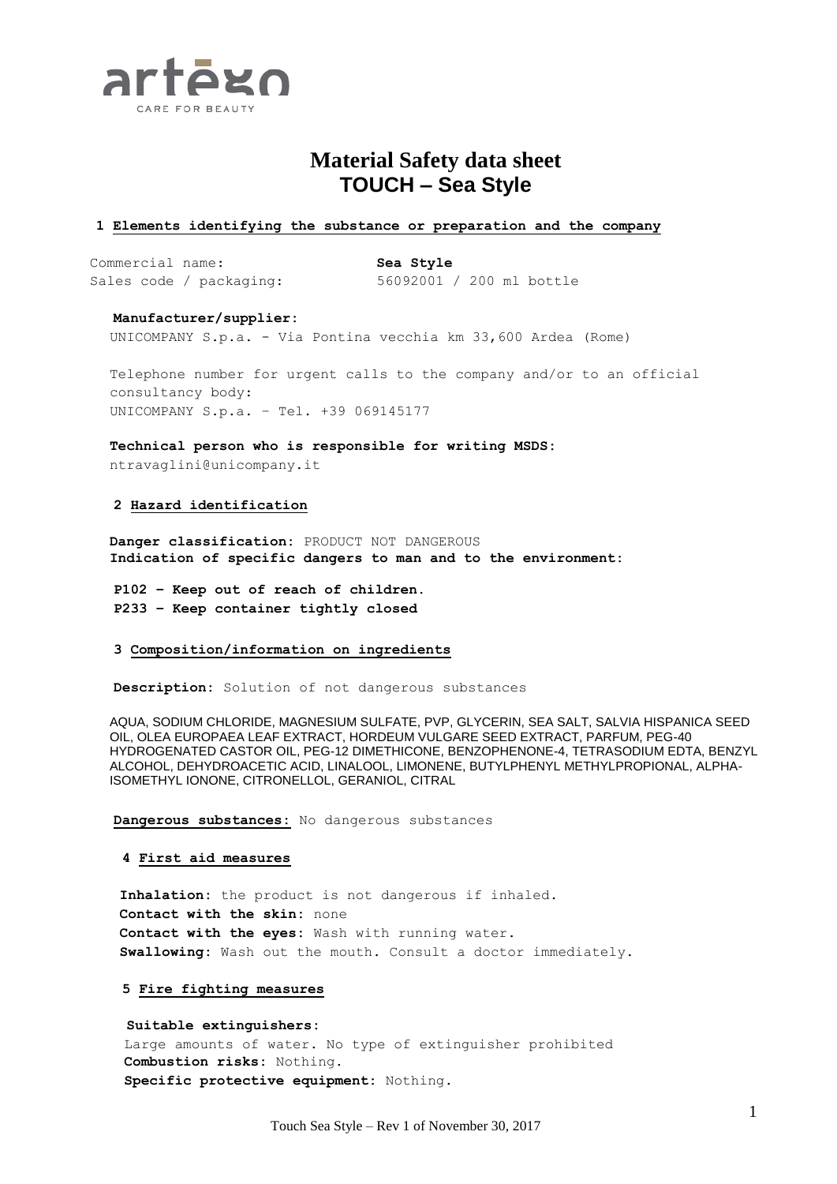artego
CARE FOR BEAUTY

# Material Safety data sheet
## TOUCH – Sea Style

### 1 Elements identifying the substance or preparation and the company

Commercial name: **Sea Style**
Sales code / packaging: 56092001 / 200 ml bottle

**Manufacturer/supplier:**
UNICOMPANY S.p.a. - Via Pontina vecchia km 33,600 Ardea (Rome)

Telephone number for urgent calls to the company and/or to an official consultancy body:
UNICOMPANY S.p.a. – Tel. +39 069145177

**Technical person who is responsible for writing MSDS:**
ntravaglini@unicompany.it

### 2 Hazard identification

**Danger classification:** PRODUCT NOT DANGEROUS
**Indication of specific dangers to man and to the environment:**

**P102 – Keep out of reach of children.**
**P233 – Keep container tightly closed**

### 3 Composition/information on ingredients

**Description:** Solution of not dangerous substances

AQUA, SODIUM CHLORIDE, MAGNESIUM SULFATE, PVP, GLYCERIN, SEA SALT, SALVIA HISPANICA SEED OIL, OLEA EUROPAEA LEAF EXTRACT, HORDEUM VULGARE SEED EXTRACT, PARFUM, PEG-40 HYDROGENATED CASTOR OIL, PEG-12 DIMETHICONE, BENZOPHENONE-4, TETRASODIUM EDTA, BENZYL ALCOHOL, DEHYDROACETIC ACID, LINALOOL, LIMONENE, BUTYLPHENYL METHYLPROPIONAL, ALPHA-ISOMETHYL IONONE, CITRONELLOL, GERANIOL, CITRAL

**Dangerous substances:** No dangerous substances

### 4 First aid measures

**Inhalation:** the product is not dangerous if inhaled.
**Contact with the skin:** none
**Contact with the eyes:** Wash with running water.
**Swallowing:** Wash out the mouth. Consult a doctor immediately.

### 5 Fire fighting measures

**Suitable extinguishers:**
Large amounts of water. No type of extinguisher prohibited
**Combustion risks:** Nothing.
**Specific protective equipment:** Nothing.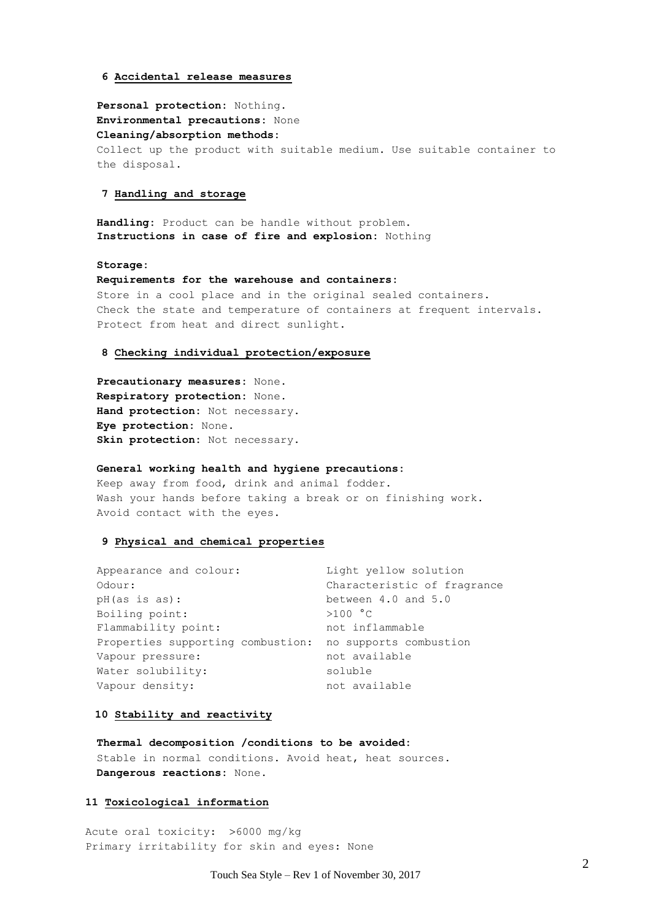## 6 Accidental release measures

**Personal protection:** Nothing.
**Environmental precautions:** None
**Cleaning/absorption methods:**
Collect up the product with suitable medium. Use suitable container to the disposal.

## 7 Handling and storage

**Handling:** Product can be handle without problem.
**Instructions in case of fire and explosion:** Nothing

**Storage:**
**Requirements for the warehouse and containers:**
Store in a cool place and in the original sealed containers.
Check the state and temperature of containers at frequent intervals.
Protect from heat and direct sunlight.

## 8 Checking individual protection/exposure

**Precautionary measures:** None.
**Respiratory protection:** None.
**Hand protection:** Not necessary.
**Eye protection:** None.
**Skin protection:** Not necessary.

**General working health and hygiene precautions:**
Keep away from food, drink and animal fodder.
Wash your hands before taking a break or on finishing work.
Avoid contact with the eyes.

## 9 Physical and chemical properties

| | |
|---|---|
| Appearance and colour: | Light yellow solution |
| Odour: | Characteristic of fragrance |
| pH(as is as): | between 4.0 and 5.0 |
| Boiling point: | >100 °C |
| Flammability point: | not inflammable |
| Properties supporting combustion: | no supports combustion |
| Vapour pressure: | not available |
| Water solubility: | soluble |
| Vapour density: | not available |

## 10 Stability and reactivity

**Thermal decomposition /conditions to be avoided:**
Stable in normal conditions. Avoid heat, heat sources.
**Dangerous reactions:** None.

## 11 Toxicological information

Acute oral toxicity: >6000 mg/kg
Primary irritability for skin and eyes: None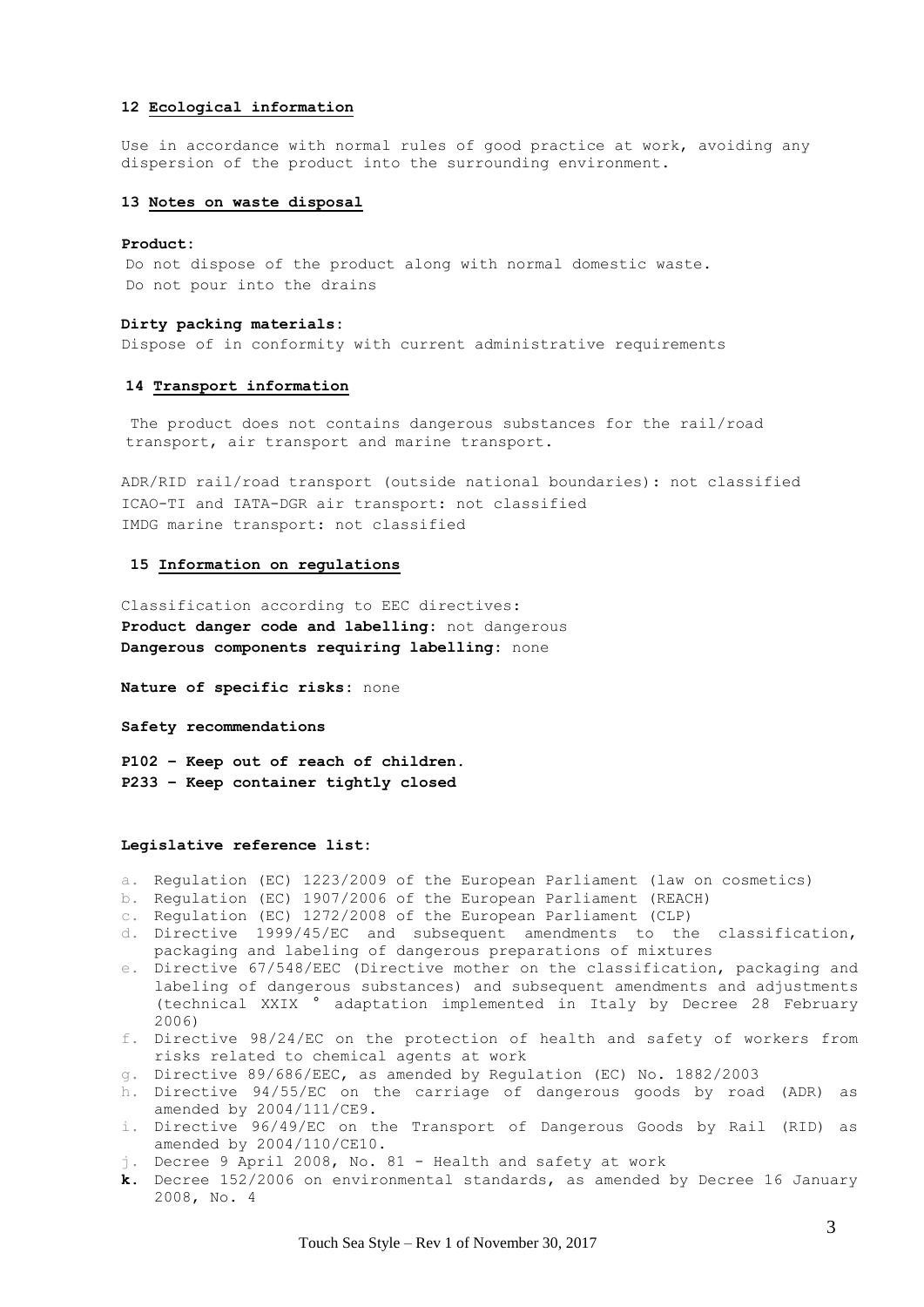## 12 Ecological information

Use in accordance with normal rules of good practice at work, avoiding any dispersion of the product into the surrounding environment.

## 13 Notes on waste disposal

**Product:**

Do not dispose of the product along with normal domestic waste.
Do not pour into the drains

**Dirty packing materials:**

Dispose of in conformity with current administrative requirements

## 14 Transport information

The product does not contains dangerous substances for the rail/road transport, air transport and marine transport.

ADR/RID rail/road transport (outside national boundaries): not classified
ICAO-TI and IATA-DGR air transport: not classified
IMDG marine transport: not classified

## 15 Information on regulations

Classification according to EEC directives:
**Product danger code and labelling:** not dangerous
**Dangerous components requiring labelling:** none

**Nature of specific risks:** none

**Safety recommendations**

**P102 – Keep out of reach of children.**
**P233 – Keep container tightly closed**

**Legislative reference list:**

a. Regulation (EC) 1223/2009 of the European Parliament (law on cosmetics)
b. Regulation (EC) 1907/2006 of the European Parliament (REACH)
c. Regulation (EC) 1272/2008 of the European Parliament (CLP)
d. Directive 1999/45/EC and subsequent amendments to the classification, packaging and labeling of dangerous preparations of mixtures
e. Directive 67/548/EEC (Directive mother on the classification, packaging and labeling of dangerous substances) and subsequent amendments and adjustments (technical XXIX ° adaptation implemented in Italy by Decree 28 February 2006)
f. Directive 98/24/EC on the protection of health and safety of workers from risks related to chemical agents at work
g. Directive 89/686/EEC, as amended by Regulation (EC) No. 1882/2003
h. Directive 94/55/EC on the carriage of dangerous goods by road (ADR) as amended by 2004/111/CE9.
i. Directive 96/49/EC on the Transport of Dangerous Goods by Rail (RID) as amended by 2004/110/CE10.
j. Decree 9 April 2008, No. 81 - Health and safety at work
**k.** Decree 152/2006 on environmental standards, as amended by Decree 16 January 2008, No. 4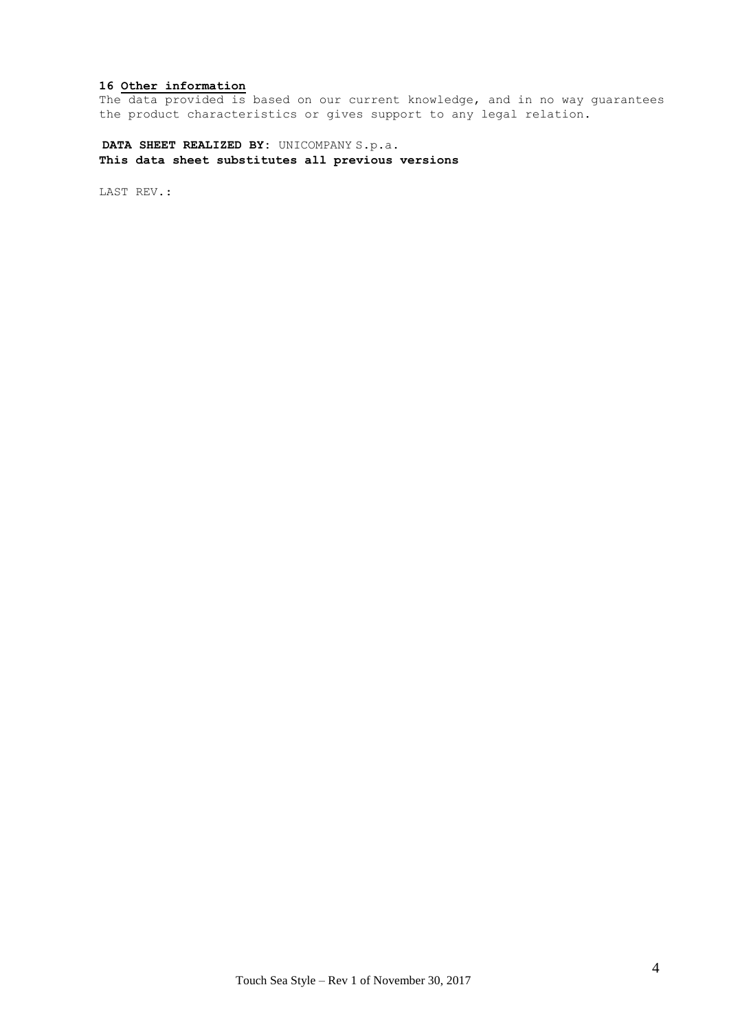## 16 Other information

The data provided is based on our current knowledge, and in no way guarantees the product characteristics or gives support to any legal relation.

**DATA SHEET REALIZED BY**: UNICOMPANY S.p.a.

**This data sheet substitutes all previous versions**

LAST REV.: